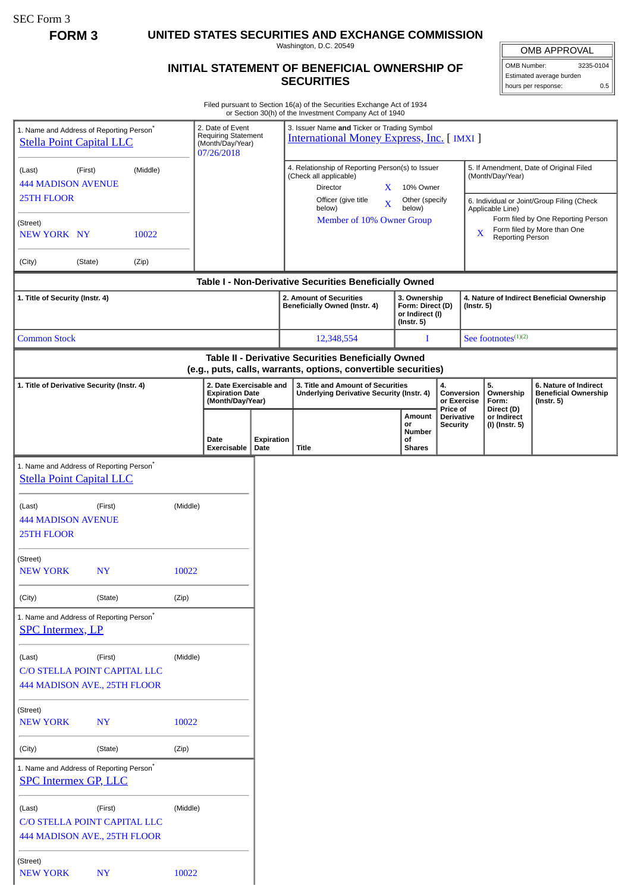SEC Form 3

**FORM 3**

# UNITED STATES SECURITIES AND EXCHANGE COMMISSION

Washington, D.C. 20549

## INITIAL STATEMENT OF BENEFICIAL OWNERSHIP OF SECURITIES

| OMB APPROVAL | |
|---|---|
| OMB Number: | 3235-0104 |
| Estimated average burden | |
| hours per response: | 0.5 |

Filed pursuant to Section 16(a) of the Securities Exchange Act of 1934
or Section 30(h) of the Investment Company Act of 1940

1. Name and Address of Reporting Person*
Stella Point Capital LLC

(Last) (First) (Middle)
444 MADISON AVENUE
25TH FLOOR

(Street)
NEW YORK NY 10022

(City) (State) (Zip)

2. Date of Event Requiring Statement (Month/Day/Year)
07/26/2018

3. Issuer Name **and** Ticker or Trading Symbol
International Money Express, Inc. [ IMXI ]

4. Relationship of Reporting Person(s) to Issuer (Check all applicable)
Director: 
10% Owner: X
Officer (give title below): 
Other (specify below): X
Member of 10% Owner Group

5. If Amendment, Date of Original Filed (Month/Day/Year)

6. Individual or Joint/Group Filing (Check Applicable Line)
Form filed by One Reporting Person
X Form filed by More than One Reporting Person

### Table I - Non-Derivative Securities Beneficially Owned

| 1. Title of Security (Instr. 4) | 2. Amount of Securities Beneficially Owned (Instr. 4) | 3. Ownership Form: Direct (D) or Indirect (I) (Instr. 5) | 4. Nature of Indirect Beneficial Ownership (Instr. 5) |
|---|---|---|---|
| Common Stock | 12,348,554 | I | See footnotes[(1)(2)] |

### Table II - Derivative Securities Beneficially Owned (e.g., puts, calls, warrants, options, convertible securities)

| 1. Title of Derivative Security (Instr. 4) | 2. Date Exercisable and Expiration Date (Month/Day/Year) | | 3. Title and Amount of Securities Underlying Derivative Security (Instr. 4) | | 4. Conversion or Exercise Price of Derivative Security | 5. Ownership Form: Direct (D) or Indirect (I) (Instr. 5) | 6. Nature of Indirect Beneficial Ownership (Instr. 5) |
|---|---|---|---|---|---|---|---|
| | Date Exercisable | Expiration Date | Title | Amount or Number of Shares | | | |

1. Name and Address of Reporting Person*
Stella Point Capital LLC

(Last) (First) (Middle)
444 MADISON AVENUE
25TH FLOOR

(Street)
NEW YORK NY 10022

(City) (State) (Zip)

1. Name and Address of Reporting Person*
SPC Intermex, LP

(Last) (First) (Middle)
C/O STELLA POINT CAPITAL LLC
444 MADISON AVE., 25TH FLOOR

(Street)
NEW YORK NY 10022

(City) (State) (Zip)

1. Name and Address of Reporting Person*
SPC Intermex GP, LLC

(Last) (First) (Middle)
C/O STELLA POINT CAPITAL LLC
444 MADISON AVE., 25TH FLOOR

(Street)
NEW YORK NY 10022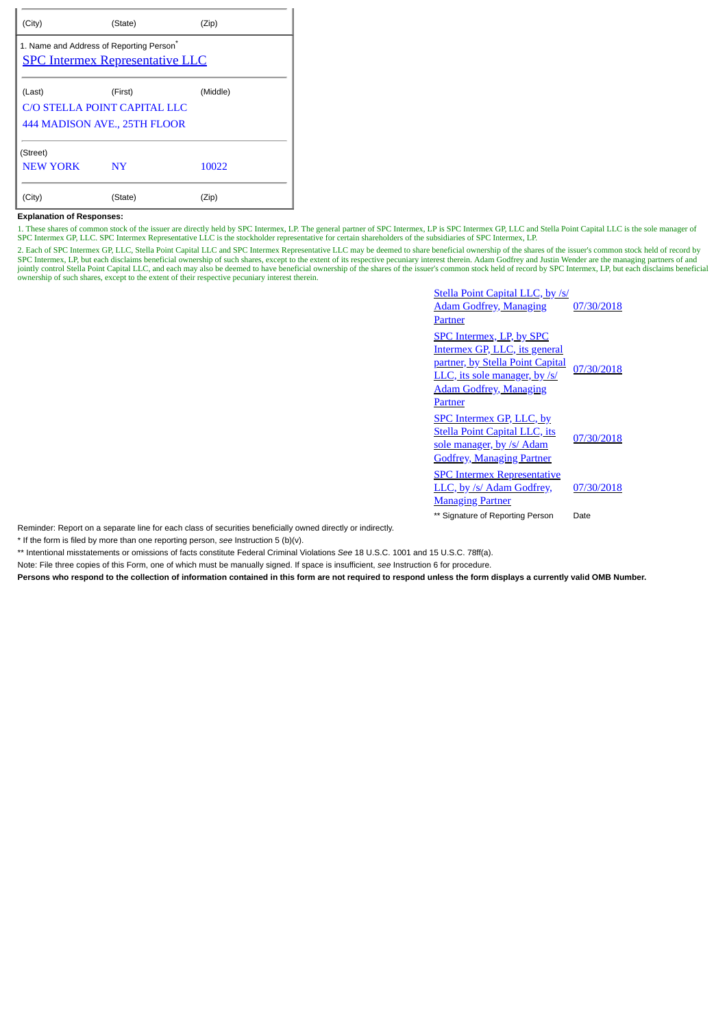| (City) | (State) | (Zip) |
|---|---|---|

1. Name and Address of Reporting Person*

SPC Intermex Representative LLC

| (Last) | (First) | (Middle) |
|---|---|---|
| C/O STELLA POINT CAPITAL LLC | | |
| 444 MADISON AVE., 25TH FLOOR | | |

(Street)

| NEW YORK | NY | 10022 |
|---|---|---|
| (City) | (State) | (Zip) |

**Explanation of Responses:**

1. These shares of common stock of the issuer are directly held by SPC Intermex, LP. The general partner of SPC Intermex, LP is SPC Intermex GP, LLC and Stella Point Capital LLC is the sole manager of SPC Intermex GP, LLC. SPC Intermex Representative LLC is the stockholder representative for certain shareholders of the subsidiaries of SPC Intermex, LP.

2. Each of SPC Intermex GP, LLC, Stella Point Capital LLC and SPC Intermex Representative LLC may be deemed to share beneficial ownership of the shares of the issuer's common stock held of record by SPC Intermex, LP, but each disclaims beneficial ownership of such shares, except to the extent of its respective pecuniary interest therein. Adam Godfrey and Justin Wender are the managing partners of and jointly control Stella Point Capital LLC, and each may also be deemed to have beneficial ownership of the shares of the issuer's common stock held of record by SPC Intermex, LP, but each disclaims beneficial ownership of such shares, except to the extent of their respective pecuniary interest therein.

| | |
|---|---|
| Stella Point Capital LLC, by /s/ Adam Godfrey, Managing Partner | 07/30/2018 |
| SPC Intermex, LP, by SPC Intermex GP, LLC, its general partner, by Stella Point Capital LLC, its sole manager, by /s/ Adam Godfrey, Managing Partner | 07/30/2018 |
| SPC Intermex GP, LLC, by Stella Point Capital LLC, its sole manager, by /s/ Adam Godfrey, Managing Partner | 07/30/2018 |
| SPC Intermex Representative LLC, by /s/ Adam Godfrey, Managing Partner | 07/30/2018 |
| ** Signature of Reporting Person | Date |

Reminder: Report on a separate line for each class of securities beneficially owned directly or indirectly.

* If the form is filed by more than one reporting person, *see* Instruction 5 (b)(v).

** Intentional misstatements or omissions of facts constitute Federal Criminal Violations *See* 18 U.S.C. 1001 and 15 U.S.C. 78ff(a).

Note: File three copies of this Form, one of which must be manually signed. If space is insufficient, *see* Instruction 6 for procedure.

**Persons who respond to the collection of information contained in this form are not required to respond unless the form displays a currently valid OMB Number.**